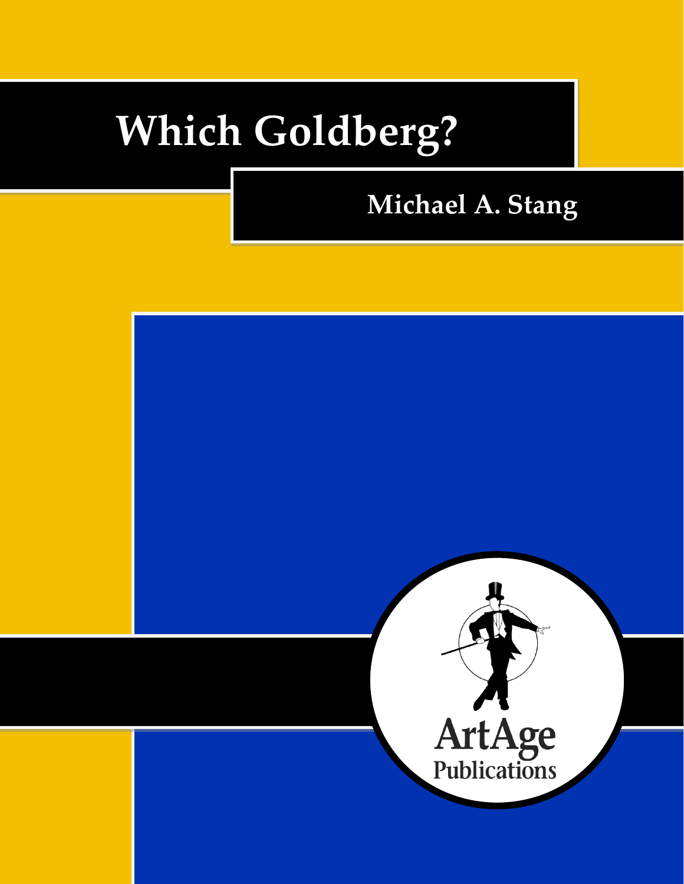# Which Goldberg?

## Michael A. Stang

ArtAge Publications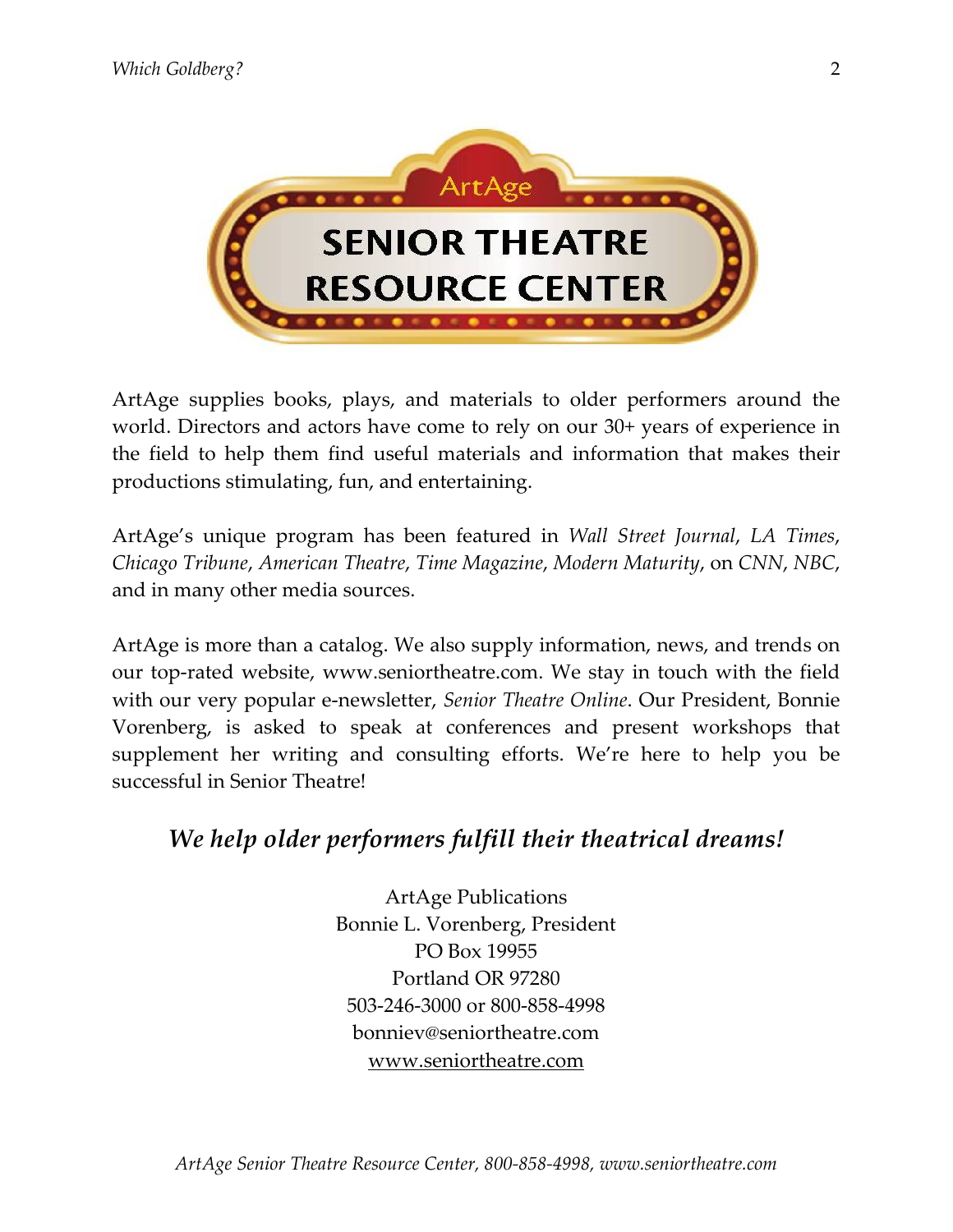ArtAge

# SENIOR THEATRE RESOURCE CENTER

ArtAge supplies books, plays, and materials to older performers around the world. Directors and actors have come to rely on our 30+ years of experience in the field to help them find useful materials and information that makes their productions stimulating, fun, and entertaining.

ArtAge's unique program has been featured in *Wall Street Journal*, *LA Times*, *Chicago Tribune*, *American Theatre*, *Time Magazine*, *Modern Maturity*, on *CNN*, *NBC*, and in many other media sources.

ArtAge is more than a catalog. We also supply information, news, and trends on our top-rated website, www.seniortheatre.com. We stay in touch with the field with our very popular e-newsletter, *Senior Theatre Online*. Our President, Bonnie Vorenberg, is asked to speak at conferences and present workshops that supplement her writing and consulting efforts. We're here to help you be successful in Senior Theatre!

***We help older performers fulfill their theatrical dreams!***

ArtAge Publications
Bonnie L. Vorenberg, President
PO Box 19955
Portland OR 97280
503-246-3000 or 800-858-4998
bonniev@seniortheatre.com
www.seniortheatre.com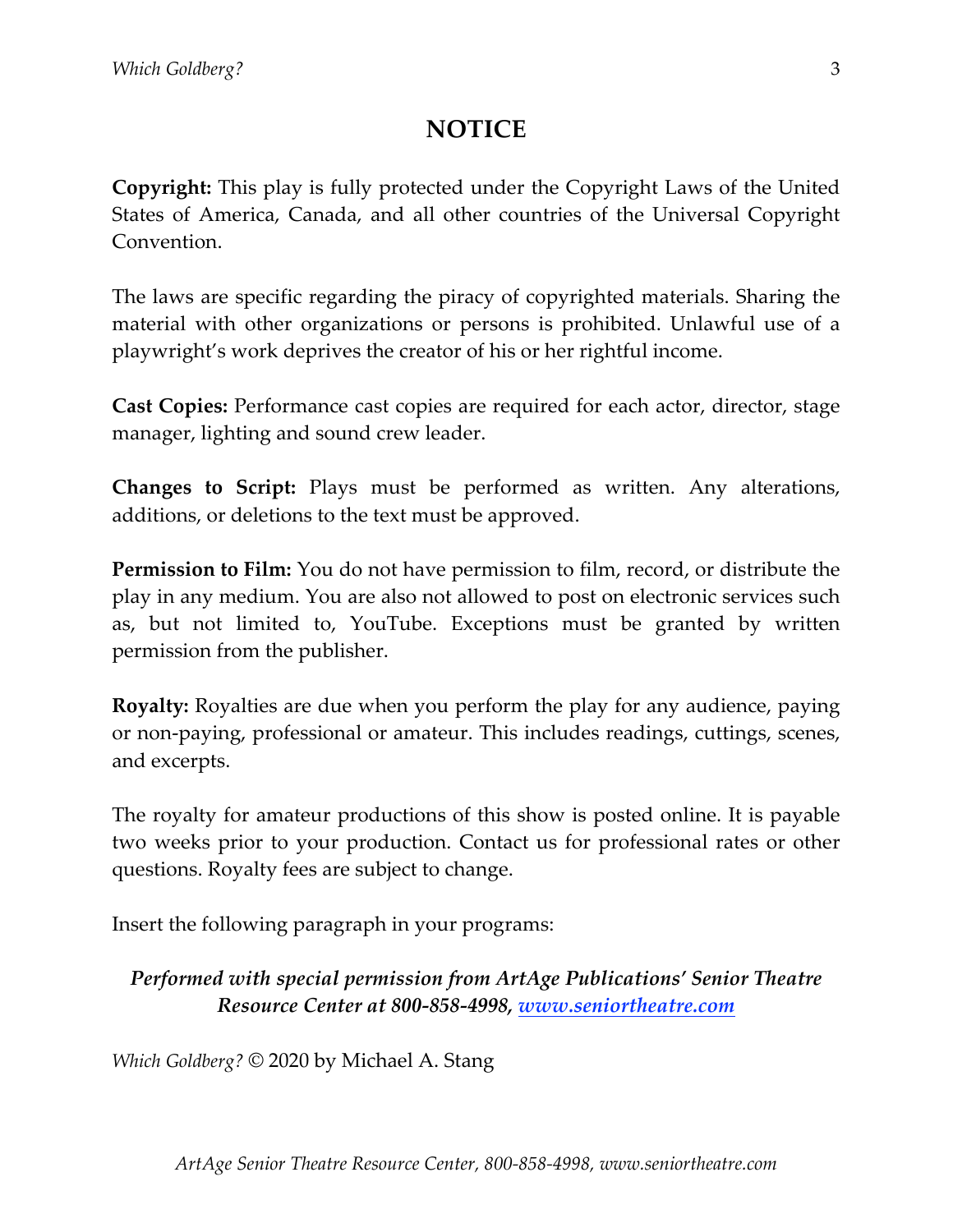# NOTICE

**Copyright:** This play is fully protected under the Copyright Laws of the United States of America, Canada, and all other countries of the Universal Copyright Convention.

The laws are specific regarding the piracy of copyrighted materials. Sharing the material with other organizations or persons is prohibited. Unlawful use of a playwright's work deprives the creator of his or her rightful income.

**Cast Copies:** Performance cast copies are required for each actor, director, stage manager, lighting and sound crew leader.

**Changes to Script:** Plays must be performed as written. Any alterations, additions, or deletions to the text must be approved.

**Permission to Film:** You do not have permission to film, record, or distribute the play in any medium. You are also not allowed to post on electronic services such as, but not limited to, YouTube. Exceptions must be granted by written permission from the publisher.

**Royalty:** Royalties are due when you perform the play for any audience, paying or non-paying, professional or amateur. This includes readings, cuttings, scenes, and excerpts.

The royalty for amateur productions of this show is posted online. It is payable two weeks prior to your production. Contact us for professional rates or other questions. Royalty fees are subject to change.

Insert the following paragraph in your programs:

***Performed with special permission from ArtAge Publications' Senior Theatre Resource Center at 800-858-4998, www.seniortheatre.com***

*Which Goldberg?* © 2020 by Michael A. Stang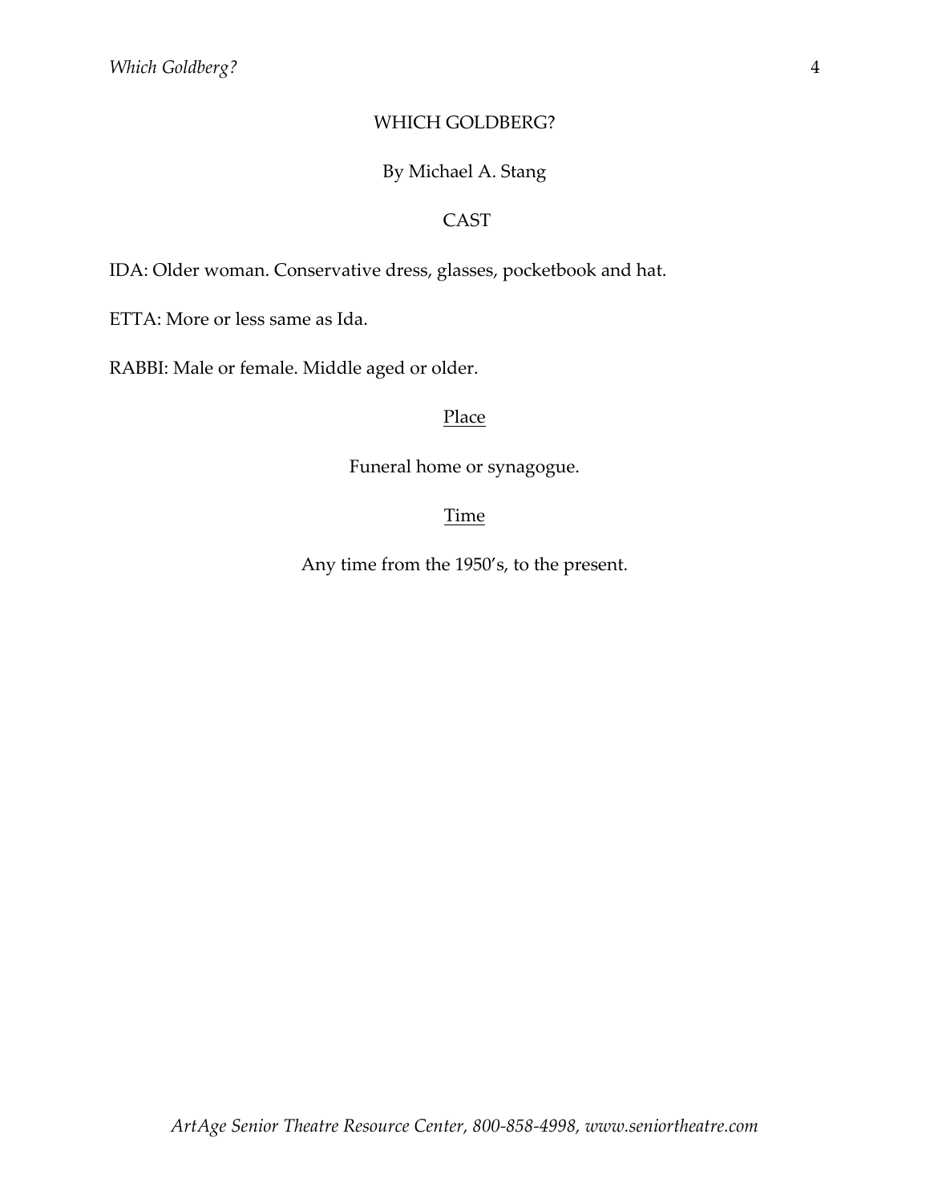# WHICH GOLDBERG?

By Michael A. Stang

## CAST

IDA: Older woman. Conservative dress, glasses, pocketbook and hat.

ETTA: More or less same as Ida.

RABBI: Male or female. Middle aged or older.

### Place

Funeral home or synagogue.

### Time

Any time from the 1950's, to the present.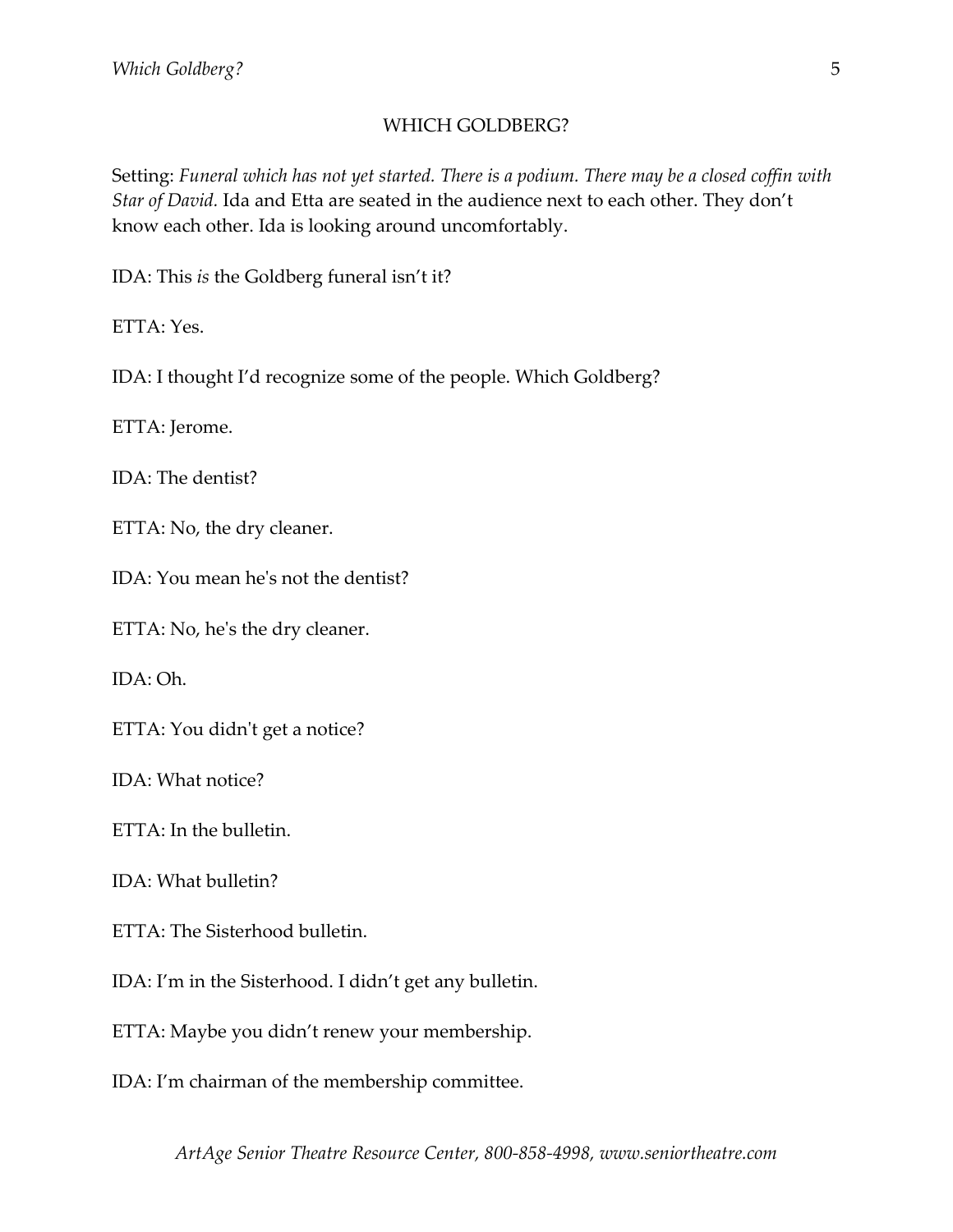## WHICH GOLDBERG?

Setting: *Funeral which has not yet started. There is a podium. There may be a closed coffin with Star of David.* Ida and Etta are seated in the audience next to each other. They don't know each other. Ida is looking around uncomfortably.

IDA: This *is* the Goldberg funeral isn't it?

ETTA: Yes.

IDA: I thought I'd recognize some of the people. Which Goldberg?

ETTA: Jerome.

IDA: The dentist?

ETTA: No, the dry cleaner.

IDA: You mean he's not the dentist?

ETTA: No, he's the dry cleaner.

IDA: Oh.

ETTA: You didn't get a notice?

IDA: What notice?

ETTA: In the bulletin.

IDA: What bulletin?

ETTA: The Sisterhood bulletin.

IDA: I'm in the Sisterhood. I didn't get any bulletin.

ETTA: Maybe you didn't renew your membership.

IDA: I'm chairman of the membership committee.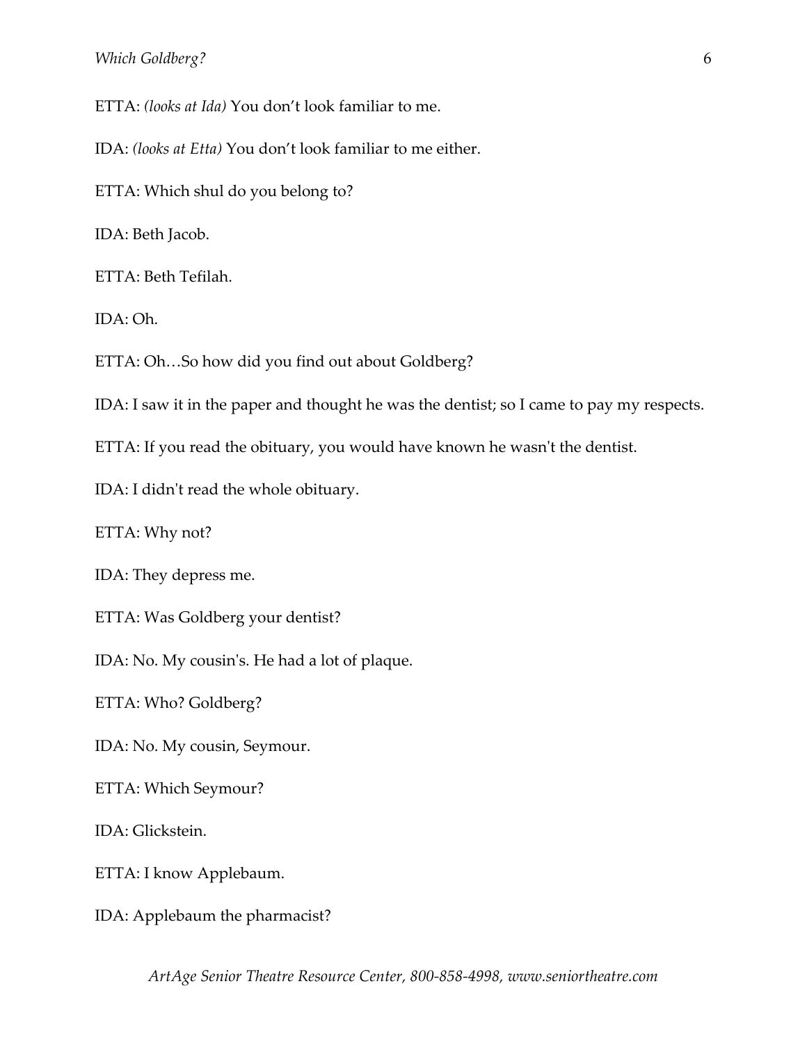ETTA: *(looks at Ida)* You don't look familiar to me.

IDA: *(looks at Etta)* You don't look familiar to me either.

ETTA: Which shul do you belong to?

IDA: Beth Jacob.

ETTA: Beth Tefilah.

IDA: Oh.

ETTA: Oh…So how did you find out about Goldberg?

IDA: I saw it in the paper and thought he was the dentist; so I came to pay my respects.

ETTA: If you read the obituary, you would have known he wasn't the dentist.

IDA: I didn't read the whole obituary.

ETTA: Why not?

IDA: They depress me.

ETTA: Was Goldberg your dentist?

IDA: No. My cousin's. He had a lot of plaque.

ETTA: Who? Goldberg?

IDA: No. My cousin, Seymour.

ETTA: Which Seymour?

IDA: Glickstein.

ETTA: I know Applebaum.

IDA: Applebaum the pharmacist?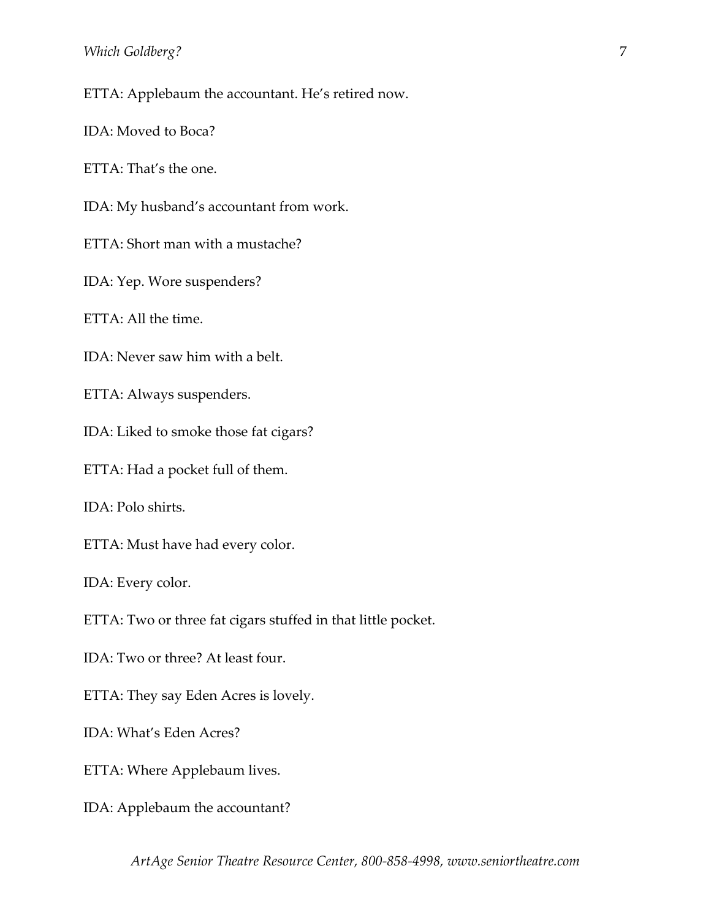ETTA: Applebaum the accountant. He's retired now.

IDA: Moved to Boca?

ETTA: That's the one.

IDA: My husband's accountant from work.

ETTA: Short man with a mustache?

IDA: Yep. Wore suspenders?

ETTA: All the time.

IDA: Never saw him with a belt.

ETTA: Always suspenders.

IDA: Liked to smoke those fat cigars?

ETTA: Had a pocket full of them.

IDA: Polo shirts.

ETTA: Must have had every color.

IDA: Every color.

ETTA: Two or three fat cigars stuffed in that little pocket.

IDA: Two or three? At least four.

ETTA: They say Eden Acres is lovely.

IDA: What's Eden Acres?

ETTA: Where Applebaum lives.

IDA: Applebaum the accountant?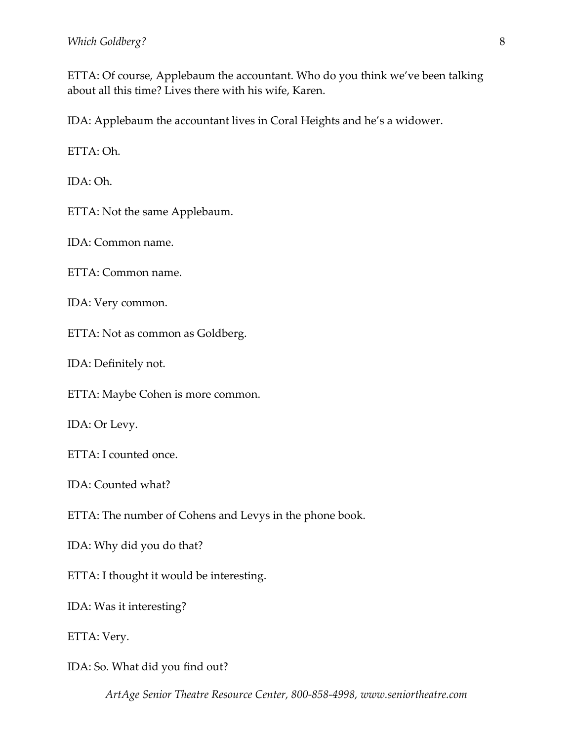ETTA: Of course, Applebaum the accountant. Who do you think we've been talking about all this time? Lives there with his wife, Karen.

IDA: Applebaum the accountant lives in Coral Heights and he's a widower.

ETTA: Oh.

IDA: Oh.

ETTA: Not the same Applebaum.

IDA: Common name.

ETTA: Common name.

IDA: Very common.

ETTA: Not as common as Goldberg.

IDA: Definitely not.

ETTA: Maybe Cohen is more common.

IDA: Or Levy.

ETTA: I counted once.

IDA: Counted what?

ETTA: The number of Cohens and Levys in the phone book.

IDA: Why did you do that?

ETTA: I thought it would be interesting.

IDA: Was it interesting?

ETTA: Very.

IDA: So. What did you find out?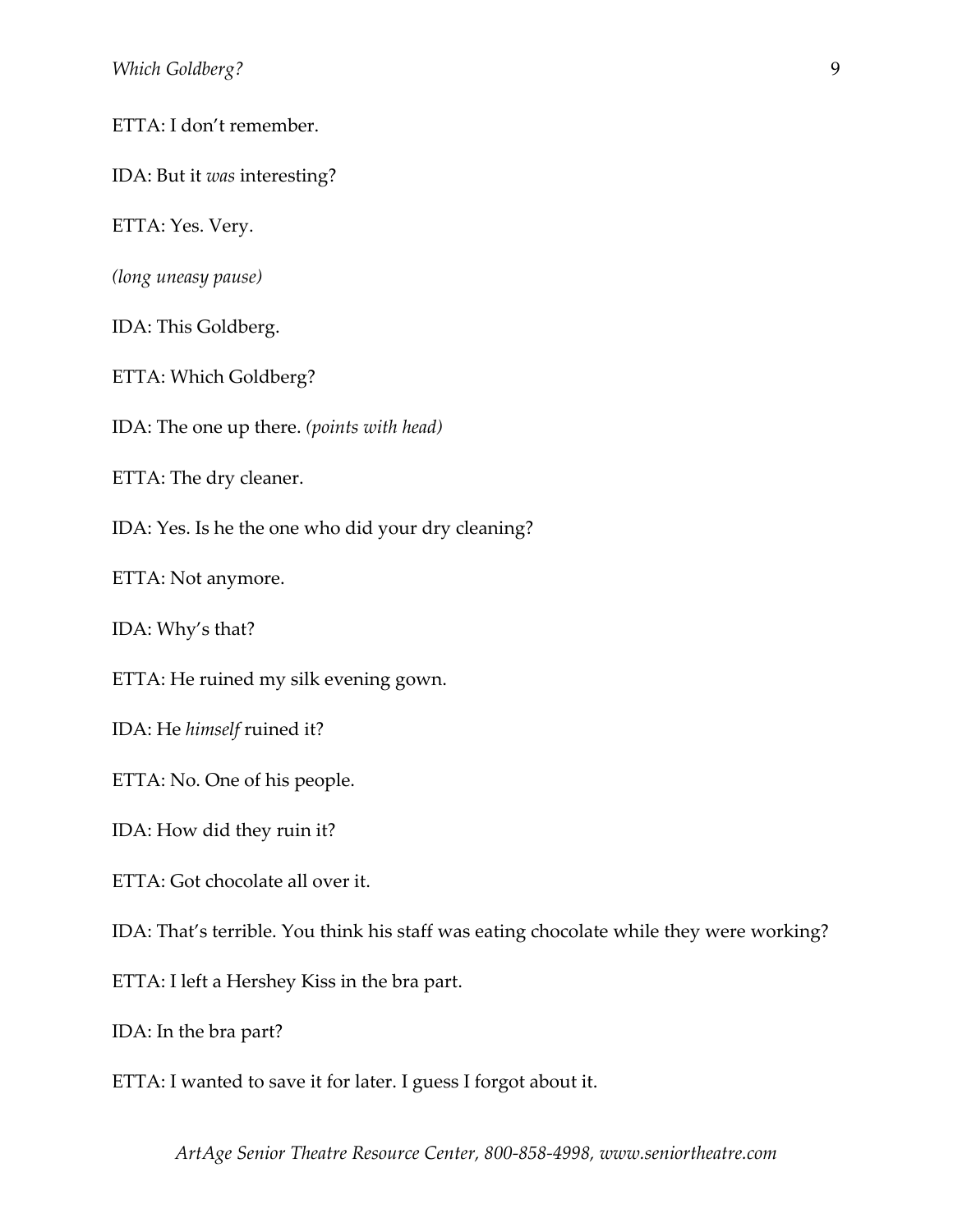ETTA: I don't remember.

IDA: But it *was* interesting?

ETTA: Yes. Very.

*(long uneasy pause)*

IDA: This Goldberg.

ETTA: Which Goldberg?

IDA: The one up there. *(points with head)*

ETTA: The dry cleaner.

IDA: Yes. Is he the one who did your dry cleaning?

ETTA: Not anymore.

IDA: Why's that?

ETTA: He ruined my silk evening gown.

IDA: He *himself* ruined it?

ETTA: No. One of his people.

IDA: How did they ruin it?

ETTA: Got chocolate all over it.

IDA: That's terrible. You think his staff was eating chocolate while they were working?

ETTA: I left a Hershey Kiss in the bra part.

IDA: In the bra part?

ETTA: I wanted to save it for later. I guess I forgot about it.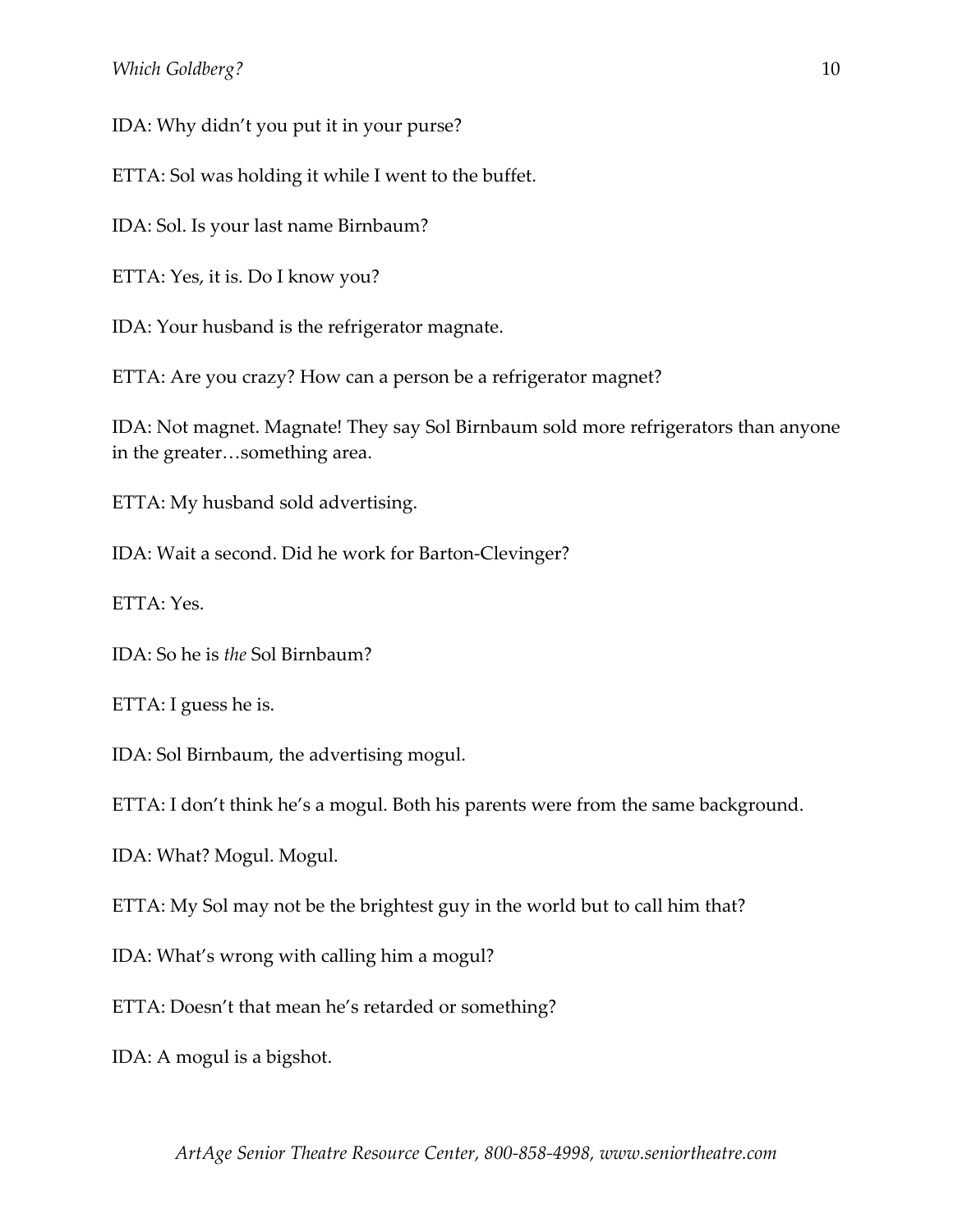IDA: Why didn't you put it in your purse?

ETTA: Sol was holding it while I went to the buffet.

IDA: Sol. Is your last name Birnbaum?

ETTA: Yes, it is. Do I know you?

IDA: Your husband is the refrigerator magnate.

ETTA: Are you crazy? How can a person be a refrigerator magnet?

IDA: Not magnet. Magnate! They say Sol Birnbaum sold more refrigerators than anyone in the greater…something area.

ETTA: My husband sold advertising.

IDA: Wait a second. Did he work for Barton-Clevinger?

ETTA: Yes.

IDA: So he is *the* Sol Birnbaum?

ETTA: I guess he is.

IDA: Sol Birnbaum, the advertising mogul.

ETTA: I don't think he's a mogul. Both his parents were from the same background.

IDA: What? Mogul. Mogul.

ETTA: My Sol may not be the brightest guy in the world but to call him that?

IDA: What's wrong with calling him a mogul?

ETTA: Doesn't that mean he's retarded or something?

IDA: A mogul is a bigshot.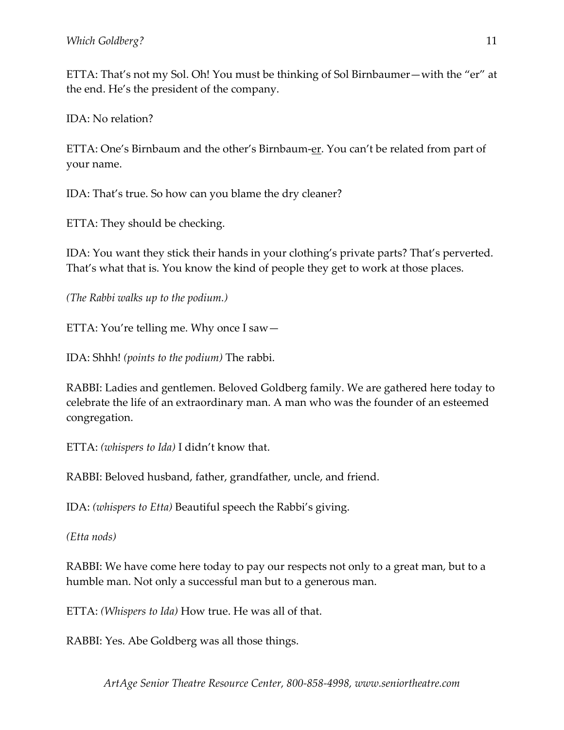ETTA: That's not my Sol. Oh! You must be thinking of Sol Birnbaumer—with the "er" at the end. He's the president of the company.

IDA: No relation?

ETTA: One's Birnbaum and the other's Birnbaum-er. You can't be related from part of your name.

IDA: That's true. So how can you blame the dry cleaner?

ETTA: They should be checking.

IDA: You want they stick their hands in your clothing's private parts? That's perverted. That's what that is. You know the kind of people they get to work at those places.

*(The Rabbi walks up to the podium.)*

ETTA: You're telling me. Why once I saw—

IDA: Shhh! *(points to the podium)* The rabbi.

RABBI: Ladies and gentlemen. Beloved Goldberg family. We are gathered here today to celebrate the life of an extraordinary man. A man who was the founder of an esteemed congregation.

ETTA: *(whispers to Ida)* I didn't know that.

RABBI: Beloved husband, father, grandfather, uncle, and friend.

IDA: *(whispers to Etta)* Beautiful speech the Rabbi's giving.

*(Etta nods)*

RABBI: We have come here today to pay our respects not only to a great man, but to a humble man. Not only a successful man but to a generous man.

ETTA: *(Whispers to Ida)* How true. He was all of that.

RABBI: Yes. Abe Goldberg was all those things.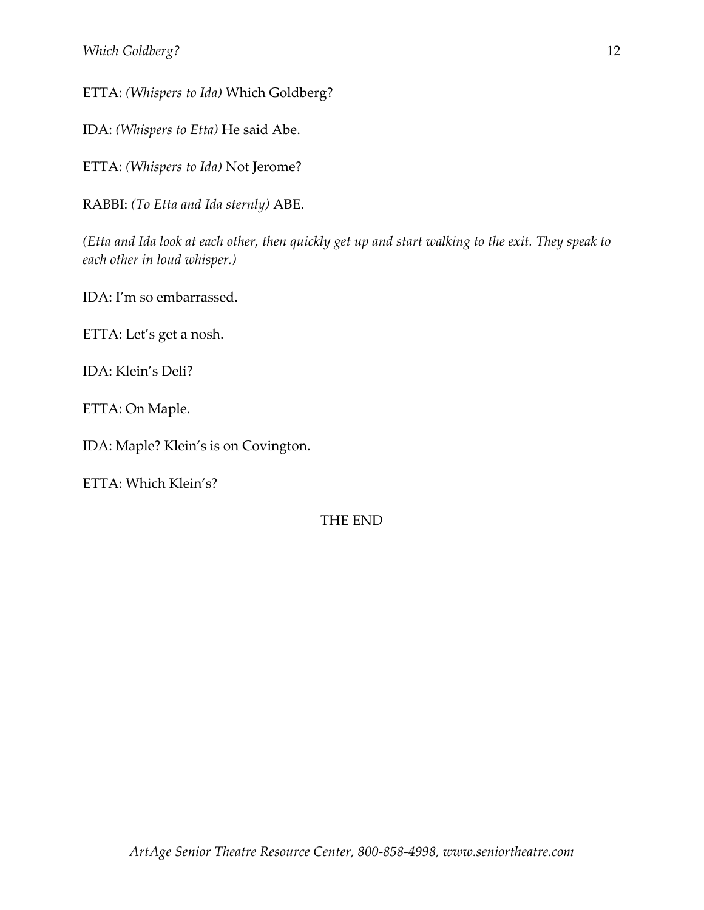ETTA: *(Whispers to Ida)* Which Goldberg?

IDA: *(Whispers to Etta)* He said Abe.

ETTA: *(Whispers to Ida)* Not Jerome?

RABBI: *(To Etta and Ida sternly)* ABE.

*(Etta and Ida look at each other, then quickly get up and start walking to the exit. They speak to each other in loud whisper.)*

IDA: I'm so embarrassed.

ETTA: Let's get a nosh.

IDA: Klein's Deli?

ETTA: On Maple.

IDA: Maple? Klein's is on Covington.

ETTA: Which Klein's?

THE END